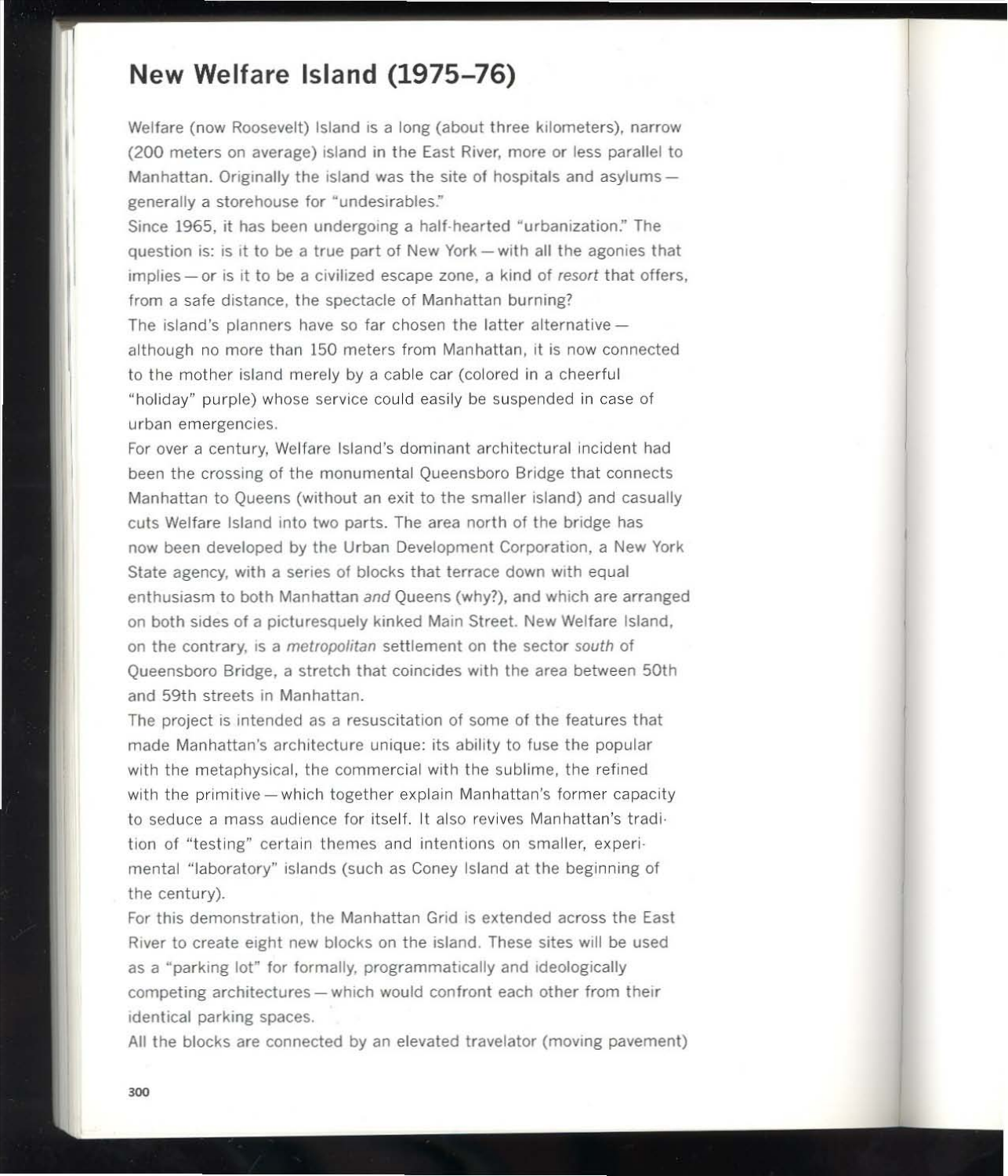# New Welfare Island (1975–76)

Welfare (now Roosevelt) Island is a long (about three kilometers), narrow (200 meters on average) island in the East River, more or less parallel to Manhattan. Originally the island was the site of hospitals and asylums — generally a storehouse for "undesirables."

Since 1965, it has been undergoing a half-hearted "urbanization." The question is: is it to be a true part of New York — with all the agonies that implies — or is it to be a civilized escape zone, a kind of *resort* that offers, from a safe distance, the spectacle of Manhattan burning?

The island's planners have so far chosen the latter alternative — although no more than 150 meters from Manhattan, it is now connected to the mother island merely by a cable car (colored in a cheerful "holiday" purple) whose service could easily be suspended in case of urban emergencies.

For over a century, Welfare Island's dominant architectural incident had been the crossing of the monumental Queensboro Bridge that connects Manhattan to Queens (without an exit to the smaller island) and casually cuts Welfare Island into two parts. The area north of the bridge has now been developed by the Urban Development Corporation, a New York State agency, with a series of blocks that terrace down with equal enthusiasm to both Manhattan *and* Queens (why?), and which are arranged on both sides of a picturesquely kinked Main Street. New Welfare Island, on the contrary, is a *metropolitan* settlement on the sector *south* of Queensboro Bridge, a stretch that coincides with the area between 50th and 59th streets in Manhattan.

The project is intended as a resuscitation of some of the features that made Manhattan's architecture unique: its ability to fuse the popular with the metaphysical, the commercial with the sublime, the refined with the primitive — which together explain Manhattan's former capacity to seduce a mass audience for itself. It also revives Manhattan's tradition of "testing" certain themes and intentions on smaller, experimental "laboratory" islands (such as Coney Island at the beginning of the century).

For this demonstration, the Manhattan Grid is extended across the East River to create eight new blocks on the island. These sites will be used as a "parking lot" for formally, programmatically and ideologically competing architectures — which would confront each other from their identical parking spaces.

All the blocks are connected by an elevated travelator (moving pavement)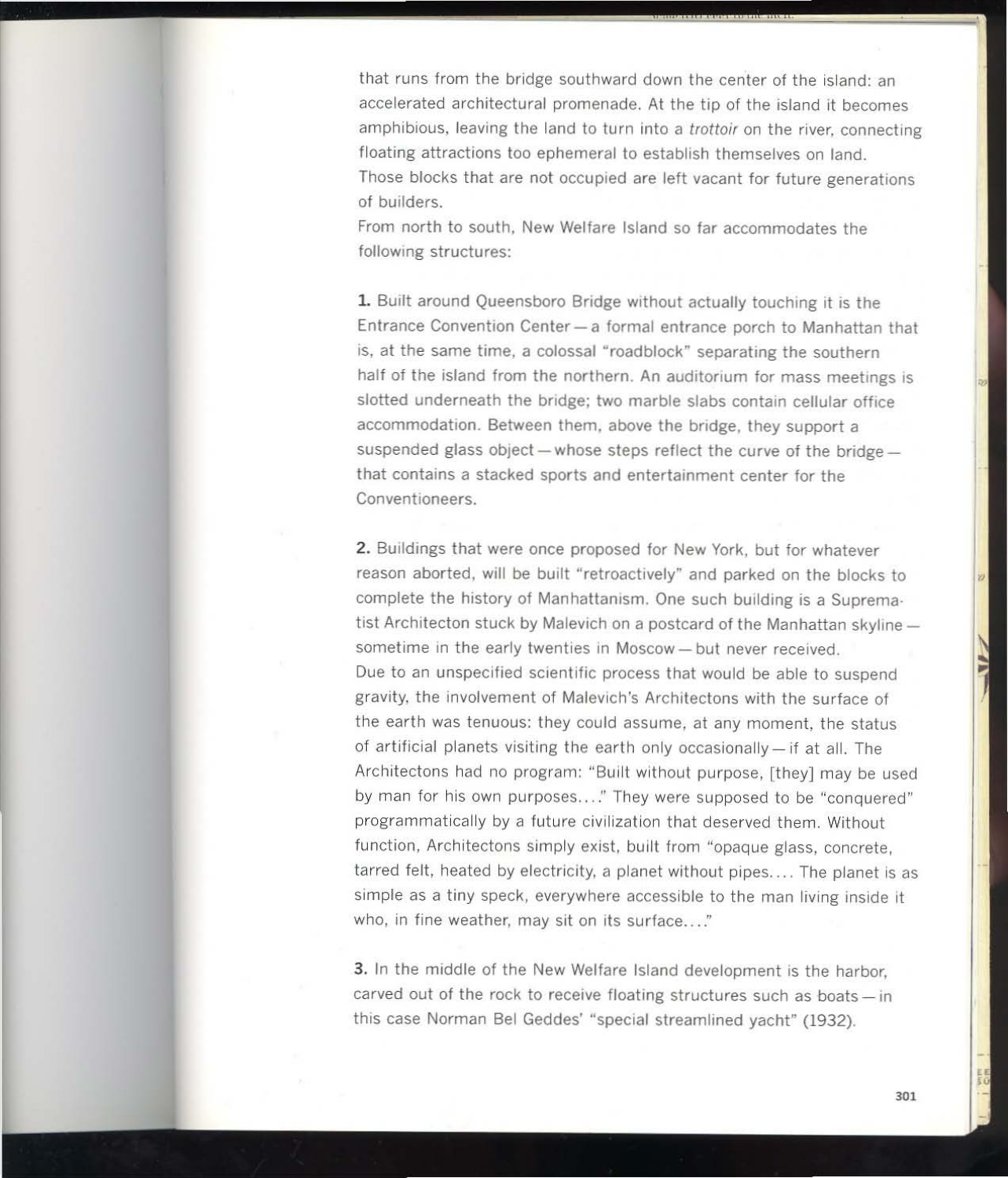that runs from the bridge southward down the center of the island: an accelerated architectural promenade. At the tip of the island it becomes amphibious, leaving the land to turn into a *trottoir* on the river, connecting floating attractions too ephemeral to establish themselves on land.
Those blocks that are not occupied are left vacant for future generations of builders.
From north to south, New Welfare Island so far accommodates the following structures:

**1.** Built around Queensboro Bridge without actually touching it is the Entrance Convention Center — a formal entrance porch to Manhattan that is, at the same time, a colossal "roadblock" separating the southern half of the island from the northern. An auditorium for mass meetings is slotted underneath the bridge; two marble slabs contain cellular office accommodation. Between them, above the bridge, they support a suspended glass object — whose steps reflect the curve of the bridge — that contains a stacked sports and entertainment center for the Conventioneers.

**2.** Buildings that were once proposed for New York, but for whatever reason aborted, will be built "retroactively" and parked on the blocks to complete the history of Manhattanism. One such building is a Suprematist Architecton stuck by Malevich on a postcard of the Manhattan skyline — sometime in the early twenties in Moscow — but never received.
Due to an unspecified scientific process that would be able to suspend gravity, the involvement of Malevich's Architectons with the surface of the earth was tenuous: they could assume, at any moment, the status of artificial planets visiting the earth only occasionally — if at all. The Architectons had no program: "Built without purpose, [they] may be used by man for his own purposes...." They were supposed to be "conquered" programmatically by a future civilization that deserved them. Without function, Architectons simply exist, built from "opaque glass, concrete, tarred felt, heated by electricity, a planet without pipes.... The planet is as simple as a tiny speck, everywhere accessible to the man living inside it who, in fine weather, may sit on its surface...."

**3.** In the middle of the New Welfare Island development is the harbor, carved out of the rock to receive floating structures such as boats — in this case Norman Bel Geddes' "special streamlined yacht" (1932).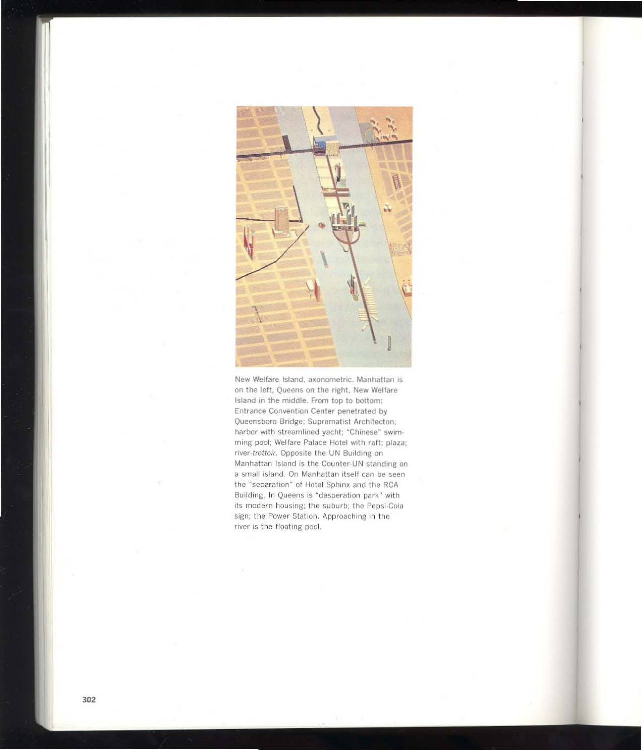New Welfare Island, axonometric. Manhattan is on the left, Queens on the right, New Welfare Island in the middle. From top to bottom: Entrance Convention Center penetrated by Queensboro Bridge; Suprematist Architecton; harbor with streamlined yacht; "Chinese" swimming pool; Welfare Palace Hotel with raft; plaza; river-*trottoir*. Opposite the UN Building on Manhattan Island is the Counter-UN standing on a small island. On Manhattan itself can be seen the "separation" of Hotel Sphinx and the RCA Building. In Queens is "desperation park" with its modern housing; the suburb; the Pepsi-Cola sign; the Power Station. Approaching in the river is the floating pool.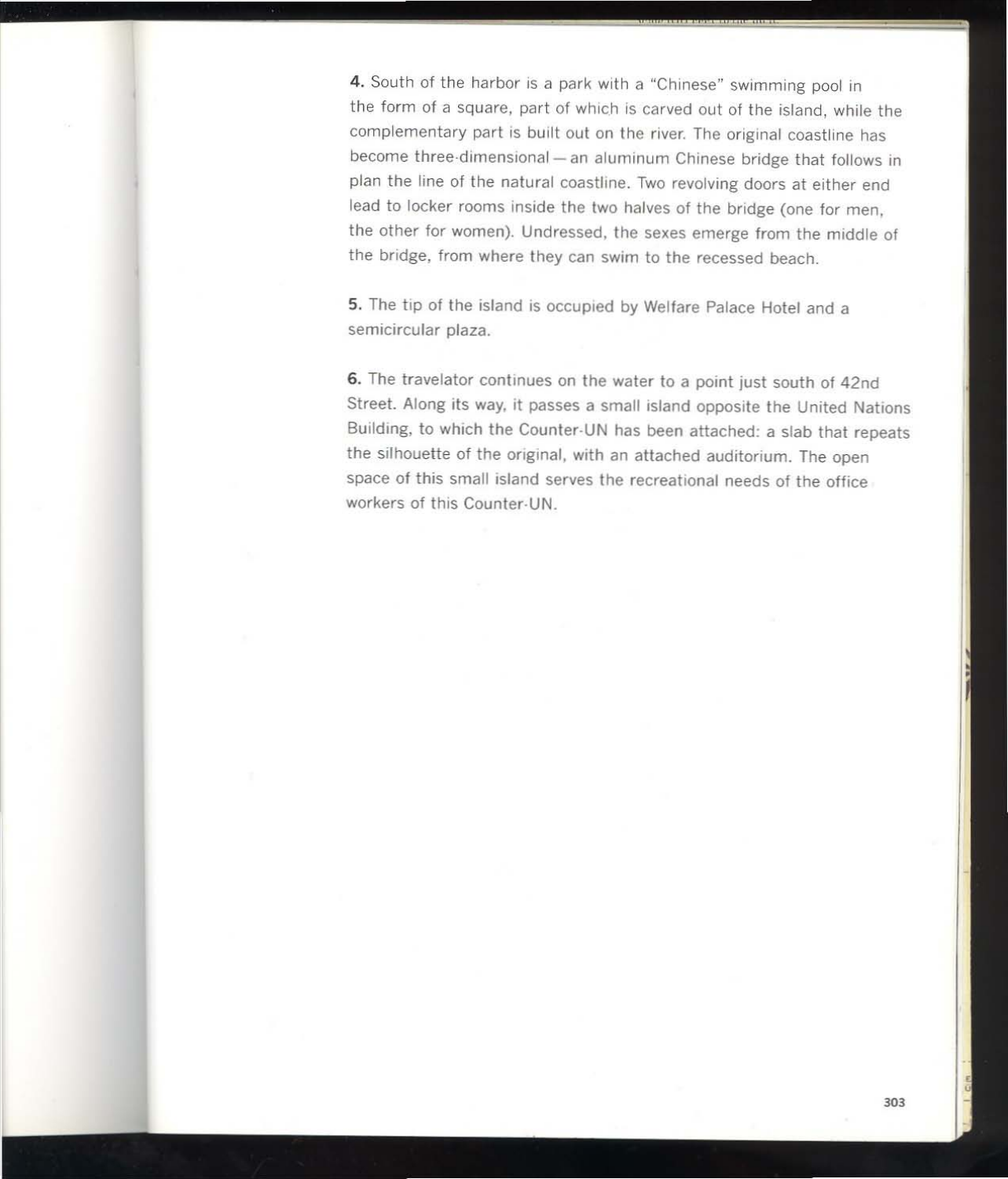**4.** South of the harbor is a park with a "Chinese" swimming pool in the form of a square, part of which is carved out of the island, while the complementary part is built out on the river. The original coastline has become three-dimensional — an aluminum Chinese bridge that follows in plan the line of the natural coastline. Two revolving doors at either end lead to locker rooms inside the two halves of the bridge (one for men, the other for women). Undressed, the sexes emerge from the middle of the bridge, from where they can swim to the recessed beach.

**5.** The tip of the island is occupied by Welfare Palace Hotel and a semicircular plaza.

**6.** The travelator continues on the water to a point just south of 42nd Street. Along its way, it passes a small island opposite the United Nations Building, to which the Counter-UN has been attached: a slab that repeats the silhouette of the original, with an attached auditorium. The open space of this small island serves the recreational needs of the office workers of this Counter-UN.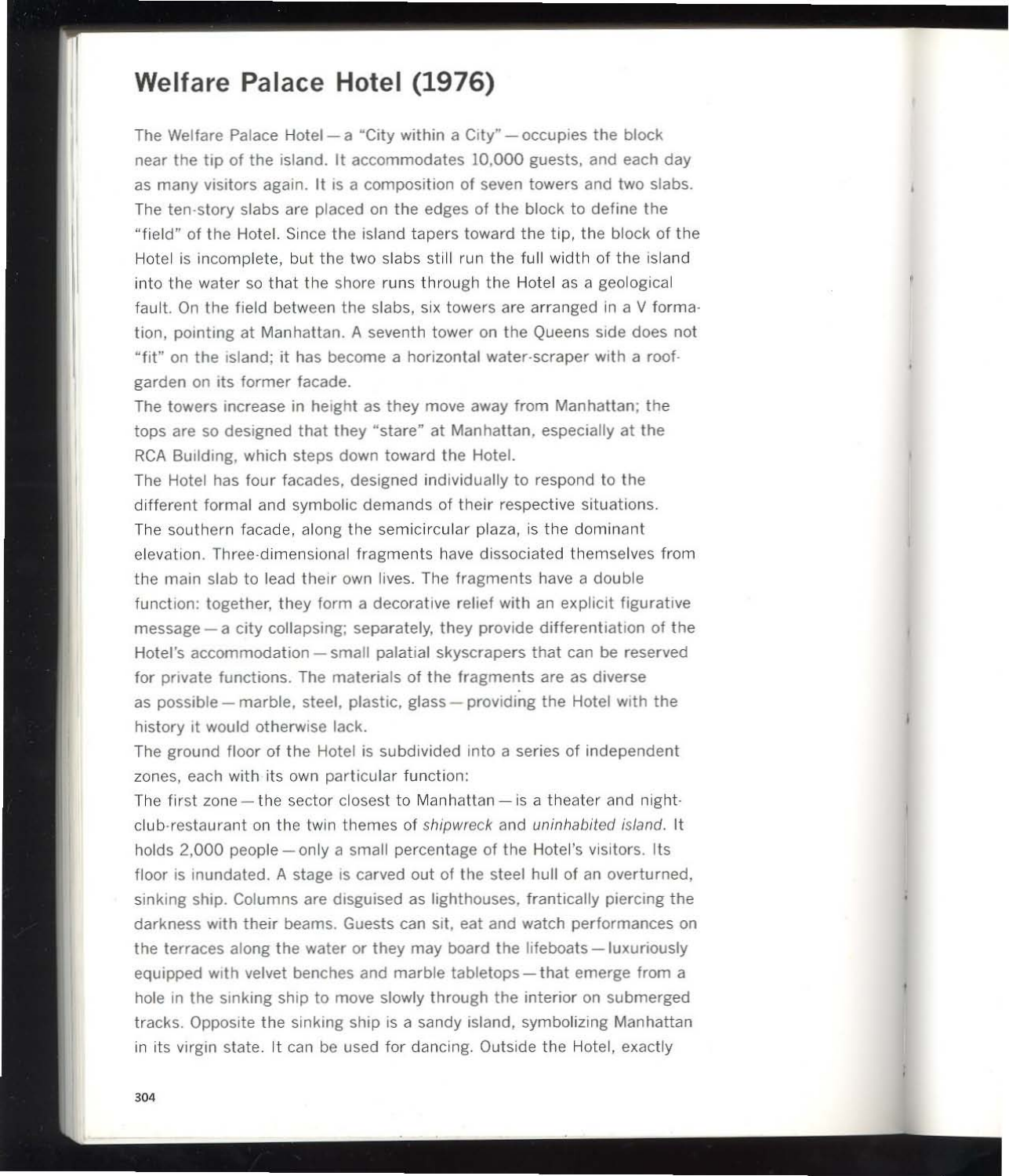## Welfare Palace Hotel (1976)

The Welfare Palace Hotel — a "City within a City" — occupies the block near the tip of the island. It accommodates 10,000 guests, and each day as many visitors again. It is a composition of seven towers and two slabs. The ten-story slabs are placed on the edges of the block to define the "field" of the Hotel. Since the island tapers toward the tip, the block of the Hotel is incomplete, but the two slabs still run the full width of the island into the water so that the shore runs through the Hotel as a geological fault. On the field between the slabs, six towers are arranged in a V formation, pointing at Manhattan. A seventh tower on the Queens side does not "fit" on the island; it has become a horizontal water-scraper with a roof-garden on its former facade.

The towers increase in height as they move away from Manhattan; the tops are so designed that they "stare" at Manhattan, especially at the RCA Building, which steps down toward the Hotel.

The Hotel has four facades, designed individually to respond to the different formal and symbolic demands of their respective situations.

The southern facade, along the semicircular plaza, is the dominant elevation. Three-dimensional fragments have dissociated themselves from the main slab to lead their own lives. The fragments have a double function: together, they form a decorative relief with an explicit figurative message — a city collapsing; separately, they provide differentiation of the Hotel's accommodation — small palatial skyscrapers that can be reserved for private functions. The materials of the fragments are as diverse as possible — marble, steel, plastic, glass — providing the Hotel with the history it would otherwise lack.

The ground floor of the Hotel is subdivided into a series of independent zones, each with its own particular function:

The first zone — the sector closest to Manhattan — is a theater and night-club-restaurant on the twin themes of *shipwreck* and *uninhabited island*. It holds 2,000 people — only a small percentage of the Hotel's visitors. Its floor is inundated. A stage is carved out of the steel hull of an overturned, sinking ship. Columns are disguised as lighthouses, frantically piercing the darkness with their beams. Guests can sit, eat and watch performances on the terraces along the water or they may board the lifeboats — luxuriously equipped with velvet benches and marble tabletops — that emerge from a hole in the sinking ship to move slowly through the interior on submerged tracks. Opposite the sinking ship is a sandy island, symbolizing Manhattan in its virgin state. It can be used for dancing. Outside the Hotel, exactly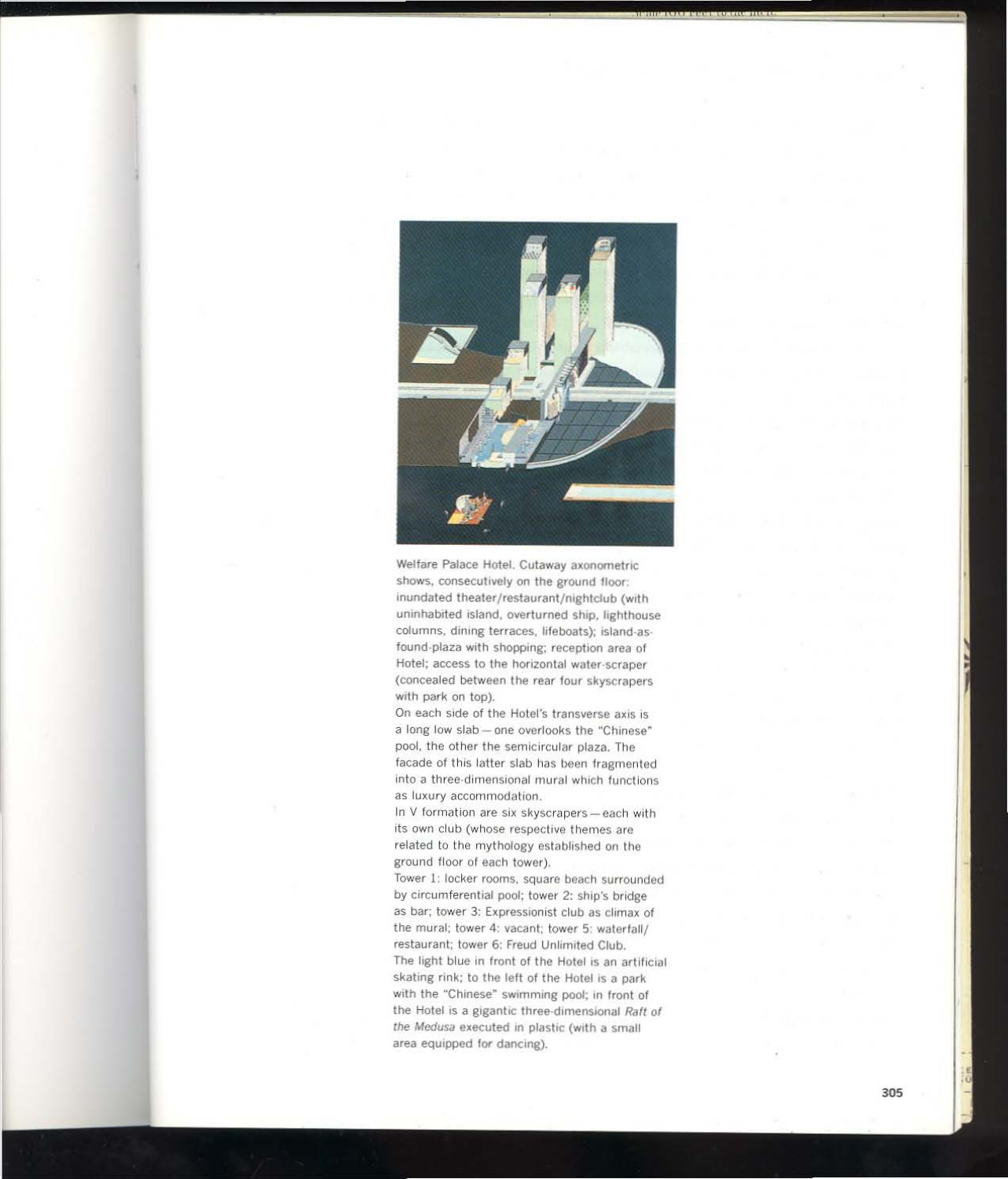Welfare Palace Hotel. Cutaway axonometric shows, consecutively on the ground floor: inundated theater/restaurant/nightclub (with uninhabited island, overturned ship, lighthouse columns, dining terraces, lifeboats); island-as-found-plaza with shopping; reception area of Hotel; access to the horizontal water-scraper (concealed between the rear four skyscrapers with park on top).

On each side of the Hotel's transverse axis is a long low slab — one overlooks the "Chinese" pool, the other the semicircular plaza. The facade of this latter slab has been fragmented into a three-dimensional mural which functions as luxury accommodation.

In V formation are six skyscrapers — each with its own club (whose respective themes are related to the mythology established on the ground floor of each tower).

Tower 1: locker rooms, square beach surrounded by circumferential pool; tower 2: ship's bridge as bar; tower 3: Expressionist club as climax of the mural; tower 4: vacant; tower 5: waterfall/restaurant; tower 6: Freud Unlimited Club.

The light blue in front of the Hotel is an artificial skating rink; to the left of the Hotel is a park with the "Chinese" swimming pool; in front of the Hotel is a gigantic three-dimensional *Raft of the Medusa* executed in plastic (with a small area equipped for dancing).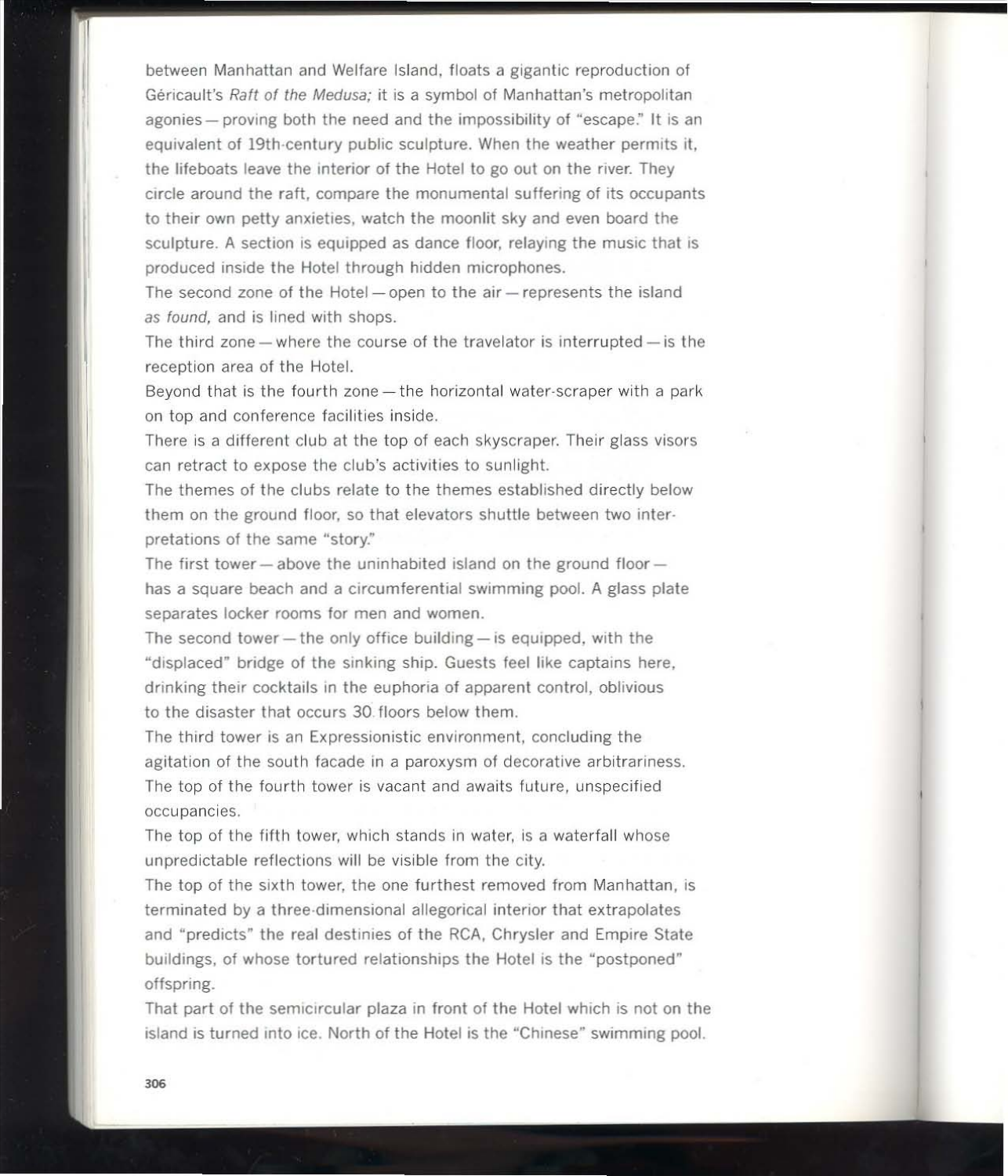between Manhattan and Welfare Island, floats a gigantic reproduction of Géricault's *Raft of the Medusa;* it is a symbol of Manhattan's metropolitan agonies — proving both the need and the impossibility of "escape." It is an equivalent of 19th-century public sculpture. When the weather permits it, the lifeboats leave the interior of the Hotel to go out on the river. They circle around the raft, compare the monumental suffering of its occupants to their own petty anxieties, watch the moonlit sky and even board the sculpture. A section is equipped as dance floor, relaying the music that is produced inside the Hotel through hidden microphones.

The second zone of the Hotel — open to the air — represents the island *as found,* and is lined with shops.

The third zone — where the course of the travelator is interrupted — is the reception area of the Hotel.

Beyond that is the fourth zone — the horizontal water-scraper with a park on top and conference facilities inside.

There is a different club at the top of each skyscraper. Their glass visors can retract to expose the club's activities to sunlight.

The themes of the clubs relate to the themes established directly below them on the ground floor, so that elevators shuttle between two interpretations of the same "story."

The first tower — above the uninhabited island on the ground floor — has a square beach and a circumferential swimming pool. A glass plate separates locker rooms for men and women.

The second tower — the only office building — is equipped, with the "displaced" bridge of the sinking ship. Guests feel like captains here, drinking their cocktails in the euphoria of apparent control, oblivious to the disaster that occurs 30 floors below them.

The third tower is an Expressionistic environment, concluding the agitation of the south facade in a paroxysm of decorative arbitrariness.

The top of the fourth tower is vacant and awaits future, unspecified occupancies.

The top of the fifth tower, which stands in water, is a waterfall whose unpredictable reflections will be visible from the city.

The top of the sixth tower, the one furthest removed from Manhattan, is terminated by a three-dimensional allegorical interior that extrapolates and "predicts" the real destinies of the RCA, Chrysler and Empire State buildings, of whose tortured relationships the Hotel is the "postponed" offspring.

That part of the semicircular plaza in front of the Hotel which is not on the island is turned into ice. North of the Hotel is the "Chinese" swimming pool.